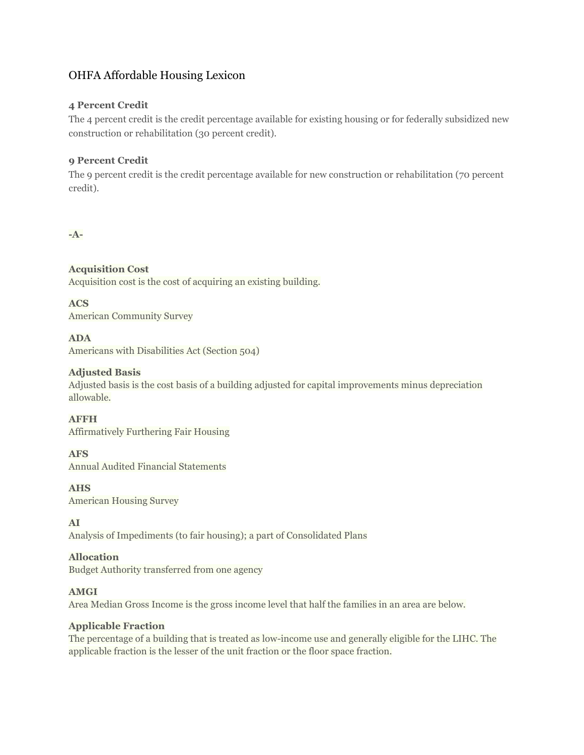# OHFA Affordable Housing Lexicon

**4 Percent Credit**
The 4 percent credit is the credit percentage available for existing housing or for federally subsidized new construction or rehabilitation (30 percent credit).

**9 Percent Credit**
The 9 percent credit is the credit percentage available for new construction or rehabilitation (70 percent credit).

**-A-**

**Acquisition Cost**
Acquisition cost is the cost of acquiring an existing building.

**ACS**
American Community Survey

**ADA**
Americans with Disabilities Act (Section 504)

**Adjusted Basis**
Adjusted basis is the cost basis of a building adjusted for capital improvements minus depreciation allowable.

**AFFH**
Affirmatively Furthering Fair Housing

**AFS**
Annual Audited Financial Statements

**AHS**
American Housing Survey

**AI**
Analysis of Impediments (to fair housing); a part of Consolidated Plans

**Allocation**
Budget Authority transferred from one agency

**AMGI**
Area Median Gross Income is the gross income level that half the families in an area are below.

**Applicable Fraction**
The percentage of a building that is treated as low-income use and generally eligible for the LIHC. The applicable fraction is the lesser of the unit fraction or the floor space fraction.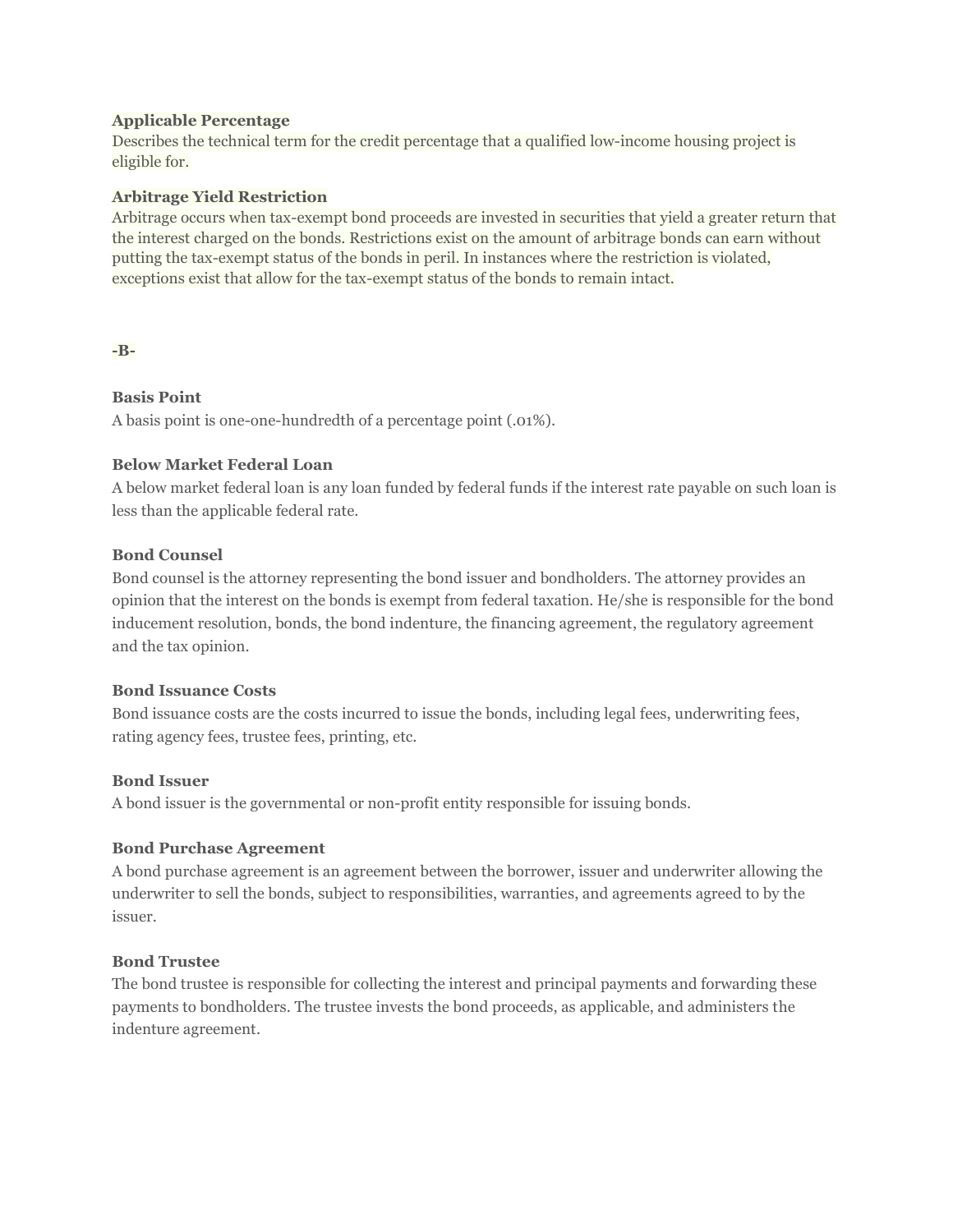**Applicable Percentage**
Describes the technical term for the credit percentage that a qualified low-income housing project is eligible for.

**Arbitrage Yield Restriction**
Arbitrage occurs when tax-exempt bond proceeds are invested in securities that yield a greater return that the interest charged on the bonds. Restrictions exist on the amount of arbitrage bonds can earn without putting the tax-exempt status of the bonds in peril. In instances where the restriction is violated, exceptions exist that allow for the tax-exempt status of the bonds to remain intact.

**-B-**

**Basis Point**
A basis point is one-one-hundredth of a percentage point (.01%).

**Below Market Federal Loan**
A below market federal loan is any loan funded by federal funds if the interest rate payable on such loan is less than the applicable federal rate.

**Bond Counsel**
Bond counsel is the attorney representing the bond issuer and bondholders. The attorney provides an opinion that the interest on the bonds is exempt from federal taxation. He/she is responsible for the bond inducement resolution, bonds, the bond indenture, the financing agreement, the regulatory agreement and the tax opinion.

**Bond Issuance Costs**
Bond issuance costs are the costs incurred to issue the bonds, including legal fees, underwriting fees, rating agency fees, trustee fees, printing, etc.

**Bond Issuer**
A bond issuer is the governmental or non-profit entity responsible for issuing bonds.

**Bond Purchase Agreement**
A bond purchase agreement is an agreement between the borrower, issuer and underwriter allowing the underwriter to sell the bonds, subject to responsibilities, warranties, and agreements agreed to by the issuer.

**Bond Trustee**
The bond trustee is responsible for collecting the interest and principal payments and forwarding these payments to bondholders. The trustee invests the bond proceeds, as applicable, and administers the indenture agreement.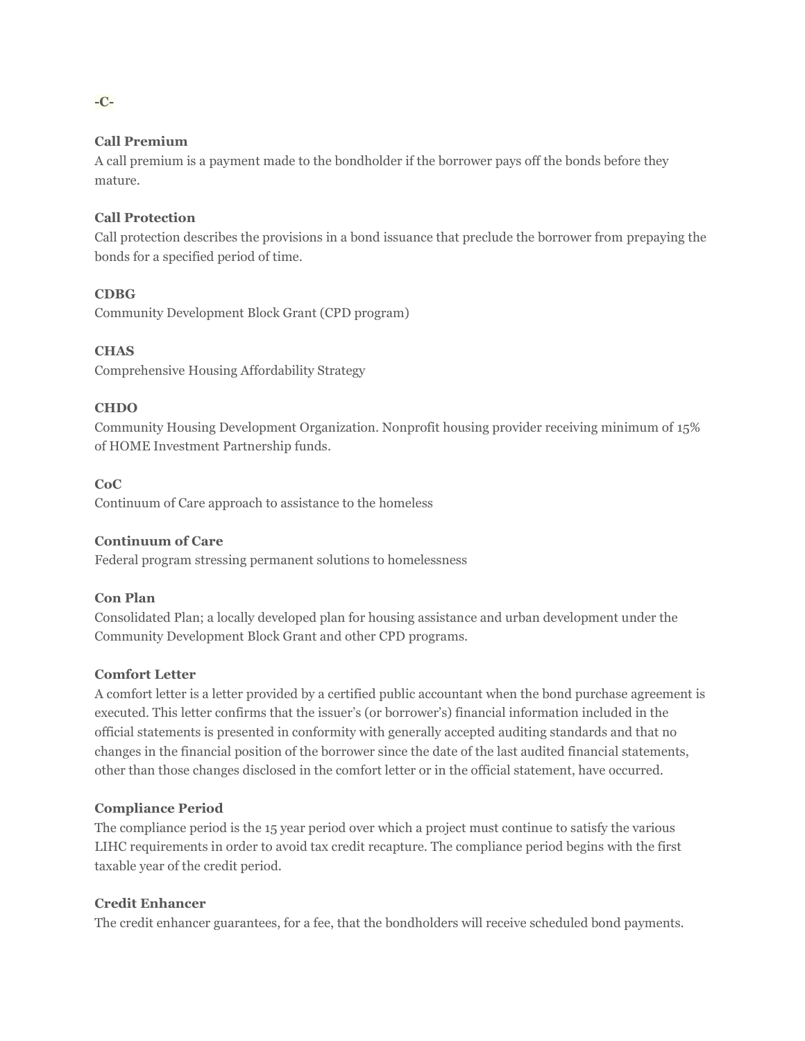## -C-

**Call Premium**

A call premium is a payment made to the bondholder if the borrower pays off the bonds before they mature.

**Call Protection**

Call protection describes the provisions in a bond issuance that preclude the borrower from prepaying the bonds for a specified period of time.

**CDBG**

Community Development Block Grant (CPD program)

**CHAS**

Comprehensive Housing Affordability Strategy

**CHDO**

Community Housing Development Organization. Nonprofit housing provider receiving minimum of 15% of HOME Investment Partnership funds.

**CoC**

Continuum of Care approach to assistance to the homeless

**Continuum of Care**

Federal program stressing permanent solutions to homelessness

**Con Plan**

Consolidated Plan; a locally developed plan for housing assistance and urban development under the Community Development Block Grant and other CPD programs.

**Comfort Letter**

A comfort letter is a letter provided by a certified public accountant when the bond purchase agreement is executed. This letter confirms that the issuer's (or borrower's) financial information included in the official statements is presented in conformity with generally accepted auditing standards and that no changes in the financial position of the borrower since the date of the last audited financial statements, other than those changes disclosed in the comfort letter or in the official statement, have occurred.

**Compliance Period**

The compliance period is the 15 year period over which a project must continue to satisfy the various LIHC requirements in order to avoid tax credit recapture. The compliance period begins with the first taxable year of the credit period.

**Credit Enhancer**

The credit enhancer guarantees, for a fee, that the bondholders will receive scheduled bond payments.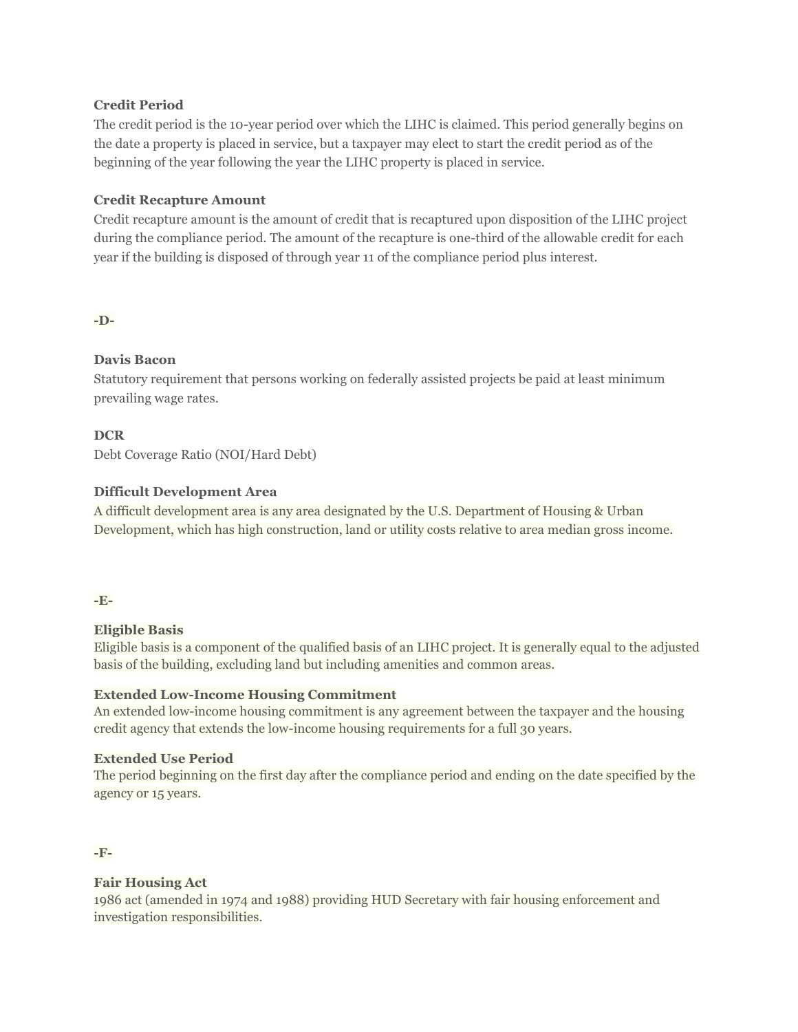**Credit Period**

The credit period is the 10-year period over which the LIHC is claimed. This period generally begins on the date a property is placed in service, but a taxpayer may elect to start the credit period as of the beginning of the year following the year the LIHC property is placed in service.

**Credit Recapture Amount**

Credit recapture amount is the amount of credit that is recaptured upon disposition of the LIHC project during the compliance period. The amount of the recapture is one-third of the allowable credit for each year if the building is disposed of through year 11 of the compliance period plus interest.

**-D-**

**Davis Bacon**

Statutory requirement that persons working on federally assisted projects be paid at least minimum prevailing wage rates.

**DCR**

Debt Coverage Ratio (NOI/Hard Debt)

**Difficult Development Area**

A difficult development area is any area designated by the U.S. Department of Housing & Urban Development, which has high construction, land or utility costs relative to area median gross income.

**-E-**

**Eligible Basis**

Eligible basis is a component of the qualified basis of an LIHC project. It is generally equal to the adjusted basis of the building, excluding land but including amenities and common areas.

**Extended Low-Income Housing Commitment**

An extended low-income housing commitment is any agreement between the taxpayer and the housing credit agency that extends the low-income housing requirements for a full 30 years.

**Extended Use Period**

The period beginning on the first day after the compliance period and ending on the date specified by the agency or 15 years.

**-F-**

**Fair Housing Act**

1986 act (amended in 1974 and 1988) providing HUD Secretary with fair housing enforcement and investigation responsibilities.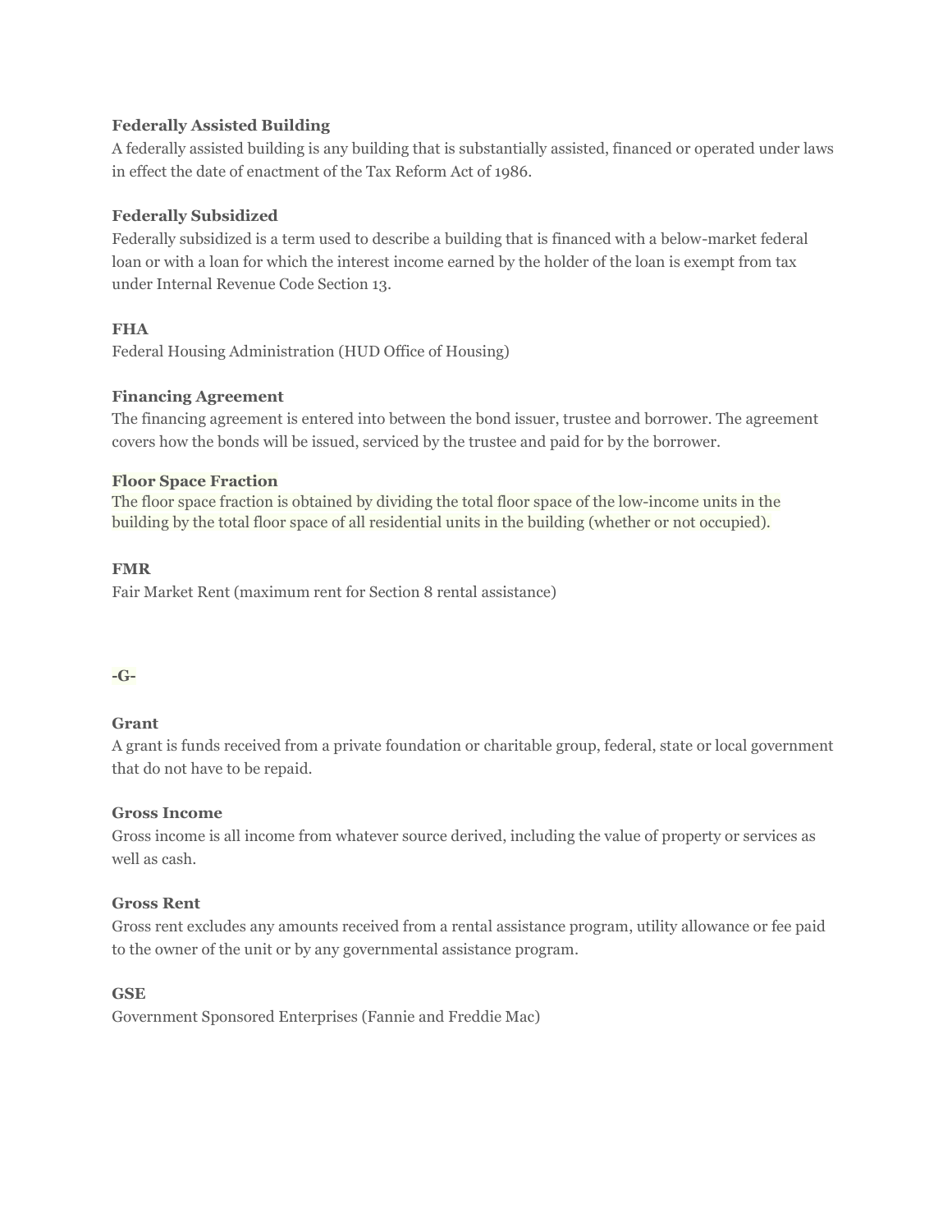**Federally Assisted Building**

A federally assisted building is any building that is substantially assisted, financed or operated under laws in effect the date of enactment of the Tax Reform Act of 1986.

**Federally Subsidized**

Federally subsidized is a term used to describe a building that is financed with a below-market federal loan or with a loan for which the interest income earned by the holder of the loan is exempt from tax under Internal Revenue Code Section 13.

**FHA**

Federal Housing Administration (HUD Office of Housing)

**Financing Agreement**

The financing agreement is entered into between the bond issuer, trustee and borrower. The agreement covers how the bonds will be issued, serviced by the trustee and paid for by the borrower.

**Floor Space Fraction**

The floor space fraction is obtained by dividing the total floor space of the low-income units in the building by the total floor space of all residential units in the building (whether or not occupied).

**FMR**

Fair Market Rent (maximum rent for Section 8 rental assistance)

**-G-**

**Grant**

A grant is funds received from a private foundation or charitable group, federal, state or local government that do not have to be repaid.

**Gross Income**

Gross income is all income from whatever source derived, including the value of property or services as well as cash.

**Gross Rent**

Gross rent excludes any amounts received from a rental assistance program, utility allowance or fee paid to the owner of the unit or by any governmental assistance program.

**GSE**

Government Sponsored Enterprises (Fannie and Freddie Mac)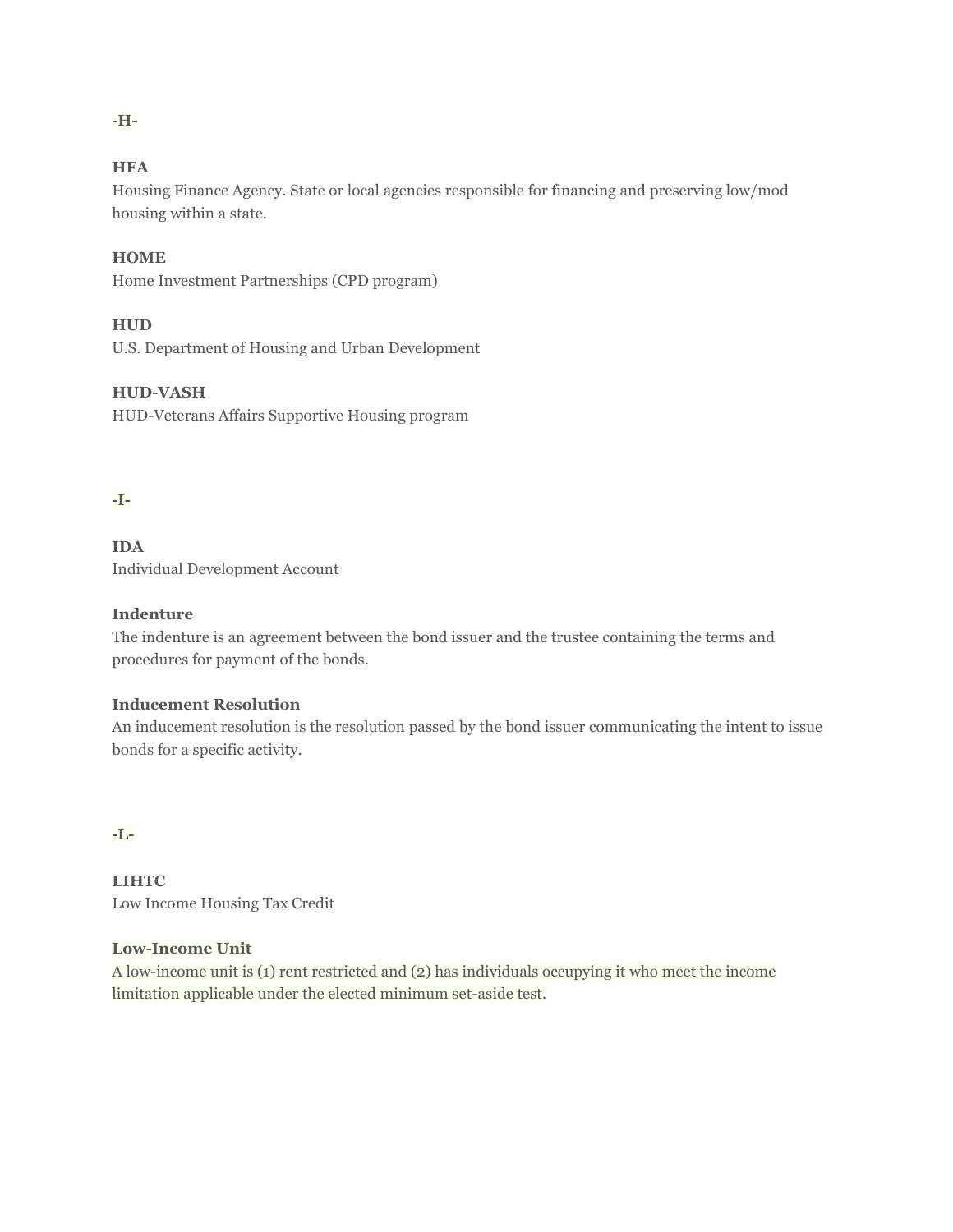**-H-**

**HFA**
Housing Finance Agency. State or local agencies responsible for financing and preserving low/mod housing within a state.

**HOME**
Home Investment Partnerships (CPD program)

**HUD**
U.S. Department of Housing and Urban Development

**HUD-VASH**
HUD-Veterans Affairs Supportive Housing program

**-I-**

**IDA**
Individual Development Account

**Indenture**
The indenture is an agreement between the bond issuer and the trustee containing the terms and procedures for payment of the bonds.

**Inducement Resolution**
An inducement resolution is the resolution passed by the bond issuer communicating the intent to issue bonds for a specific activity.

**-L-**

**LIHTC**
Low Income Housing Tax Credit

**Low-Income Unit**
A low-income unit is (1) rent restricted and (2) has individuals occupying it who meet the income limitation applicable under the elected minimum set-aside test.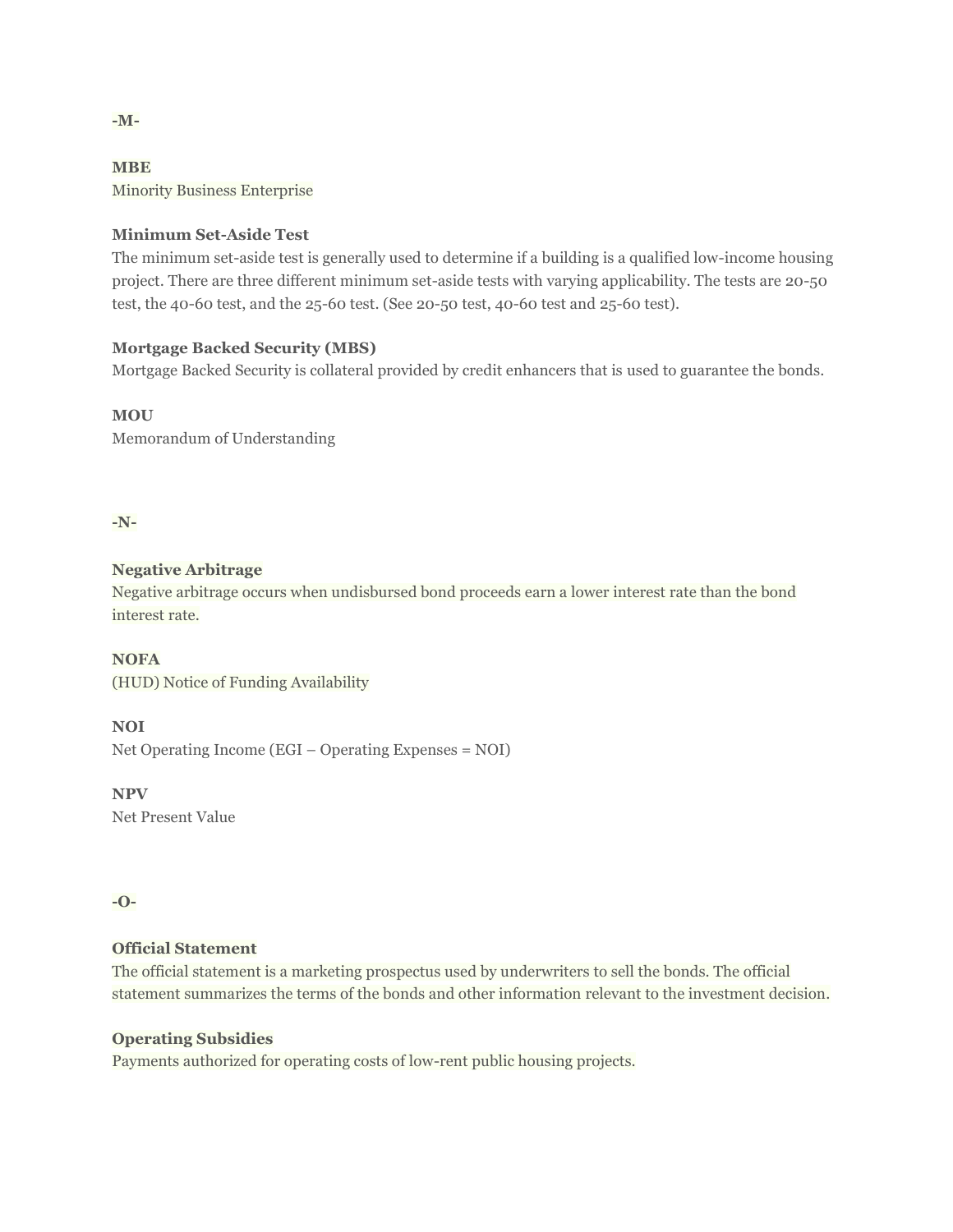**-M-**

**MBE**
Minority Business Enterprise

**Minimum Set-Aside Test**
The minimum set-aside test is generally used to determine if a building is a qualified low-income housing project. There are three different minimum set-aside tests with varying applicability. The tests are 20-50 test, the 40-60 test, and the 25-60 test. (See 20-50 test, 40-60 test and 25-60 test).

**Mortgage Backed Security (MBS)**
Mortgage Backed Security is collateral provided by credit enhancers that is used to guarantee the bonds.

**MOU**
Memorandum of Understanding

**-N-**

**Negative Arbitrage**
Negative arbitrage occurs when undisbursed bond proceeds earn a lower interest rate than the bond interest rate.

**NOFA**
(HUD) Notice of Funding Availability

**NOI**
Net Operating Income (EGI – Operating Expenses = NOI)

**NPV**
Net Present Value

**-O-**

**Official Statement**
The official statement is a marketing prospectus used by underwriters to sell the bonds. The official statement summarizes the terms of the bonds and other information relevant to the investment decision.

**Operating Subsidies**
Payments authorized for operating costs of low-rent public housing projects.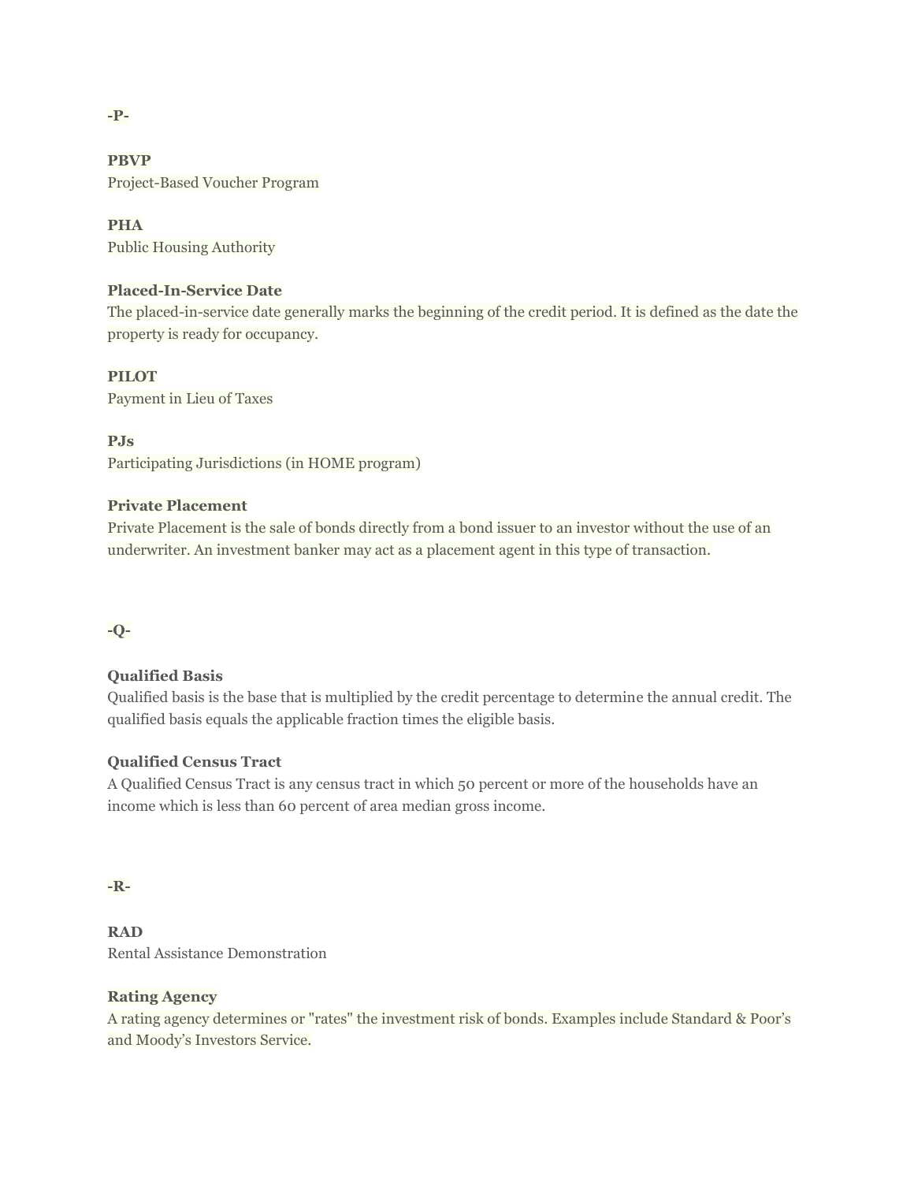**-P-**

**PBVP**
Project-Based Voucher Program

**PHA**
Public Housing Authority

**Placed-In-Service Date**
The placed-in-service date generally marks the beginning of the credit period. It is defined as the date the property is ready for occupancy.

**PILOT**
Payment in Lieu of Taxes

**PJs**
Participating Jurisdictions (in HOME program)

**Private Placement**
Private Placement is the sale of bonds directly from a bond issuer to an investor without the use of an underwriter. An investment banker may act as a placement agent in this type of transaction.

**-Q-**

**Qualified Basis**
Qualified basis is the base that is multiplied by the credit percentage to determine the annual credit. The qualified basis equals the applicable fraction times the eligible basis.

**Qualified Census Tract**
A Qualified Census Tract is any census tract in which 50 percent or more of the households have an income which is less than 60 percent of area median gross income.

**-R-**

**RAD**
Rental Assistance Demonstration

**Rating Agency**
A rating agency determines or "rates" the investment risk of bonds. Examples include Standard & Poor's and Moody's Investors Service.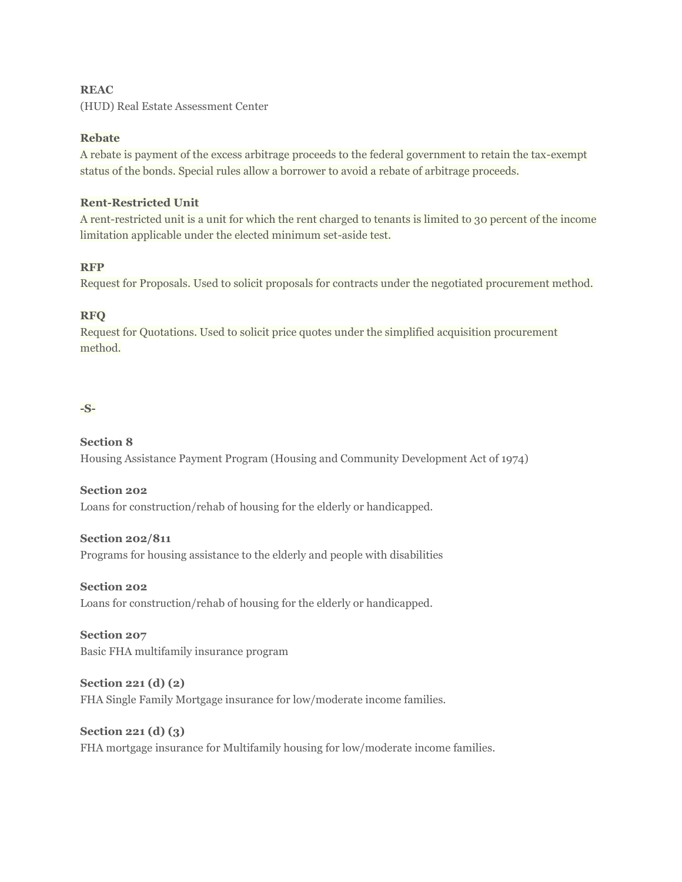**REAC**
(HUD) Real Estate Assessment Center

**Rebate**
A rebate is payment of the excess arbitrage proceeds to the federal government to retain the tax-exempt status of the bonds. Special rules allow a borrower to avoid a rebate of arbitrage proceeds.

**Rent-Restricted Unit**
A rent-restricted unit is a unit for which the rent charged to tenants is limited to 30 percent of the income limitation applicable under the elected minimum set-aside test.

**RFP**
Request for Proposals. Used to solicit proposals for contracts under the negotiated procurement method.

**RFQ**
Request for Quotations. Used to solicit price quotes under the simplified acquisition procurement method.

**-S-**

**Section 8**
Housing Assistance Payment Program (Housing and Community Development Act of 1974)

**Section 202**
Loans for construction/rehab of housing for the elderly or handicapped.

**Section 202/811**
Programs for housing assistance to the elderly and people with disabilities

**Section 202**
Loans for construction/rehab of housing for the elderly or handicapped.

**Section 207**
Basic FHA multifamily insurance program

**Section 221 (d) (2)**
FHA Single Family Mortgage insurance for low/moderate income families.

**Section 221 (d) (3)**
FHA mortgage insurance for Multifamily housing for low/moderate income families.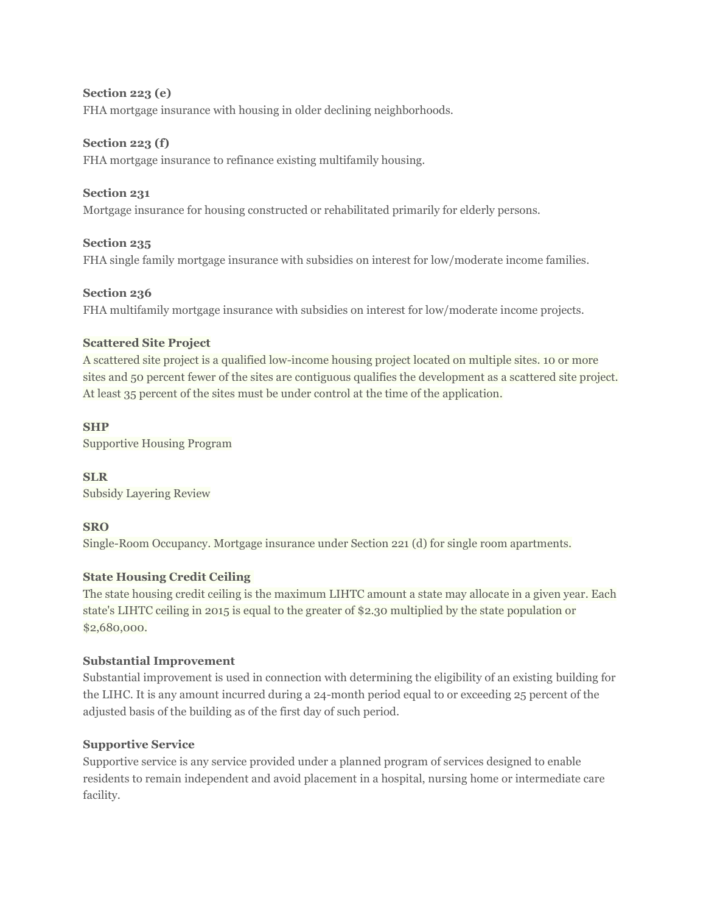**Section 223 (e)**
FHA mortgage insurance with housing in older declining neighborhoods.

**Section 223 (f)**
FHA mortgage insurance to refinance existing multifamily housing.

**Section 231**
Mortgage insurance for housing constructed or rehabilitated primarily for elderly persons.

**Section 235**
FHA single family mortgage insurance with subsidies on interest for low/moderate income families.

**Section 236**
FHA multifamily mortgage insurance with subsidies on interest for low/moderate income projects.

**Scattered Site Project**
A scattered site project is a qualified low-income housing project located on multiple sites. 10 or more sites and 50 percent fewer of the sites are contiguous qualifies the development as a scattered site project. At least 35 percent of the sites must be under control at the time of the application.

**SHP**
Supportive Housing Program

**SLR**
Subsidy Layering Review

**SRO**
Single-Room Occupancy. Mortgage insurance under Section 221 (d) for single room apartments.

**State Housing Credit Ceiling**
The state housing credit ceiling is the maximum LIHTC amount a state may allocate in a given year. Each state's LIHTC ceiling in 2015 is equal to the greater of $2.30 multiplied by the state population or $2,680,000.

**Substantial Improvement**
Substantial improvement is used in connection with determining the eligibility of an existing building for the LIHC. It is any amount incurred during a 24-month period equal to or exceeding 25 percent of the adjusted basis of the building as of the first day of such period.

**Supportive Service**
Supportive service is any service provided under a planned program of services designed to enable residents to remain independent and avoid placement in a hospital, nursing home or intermediate care facility.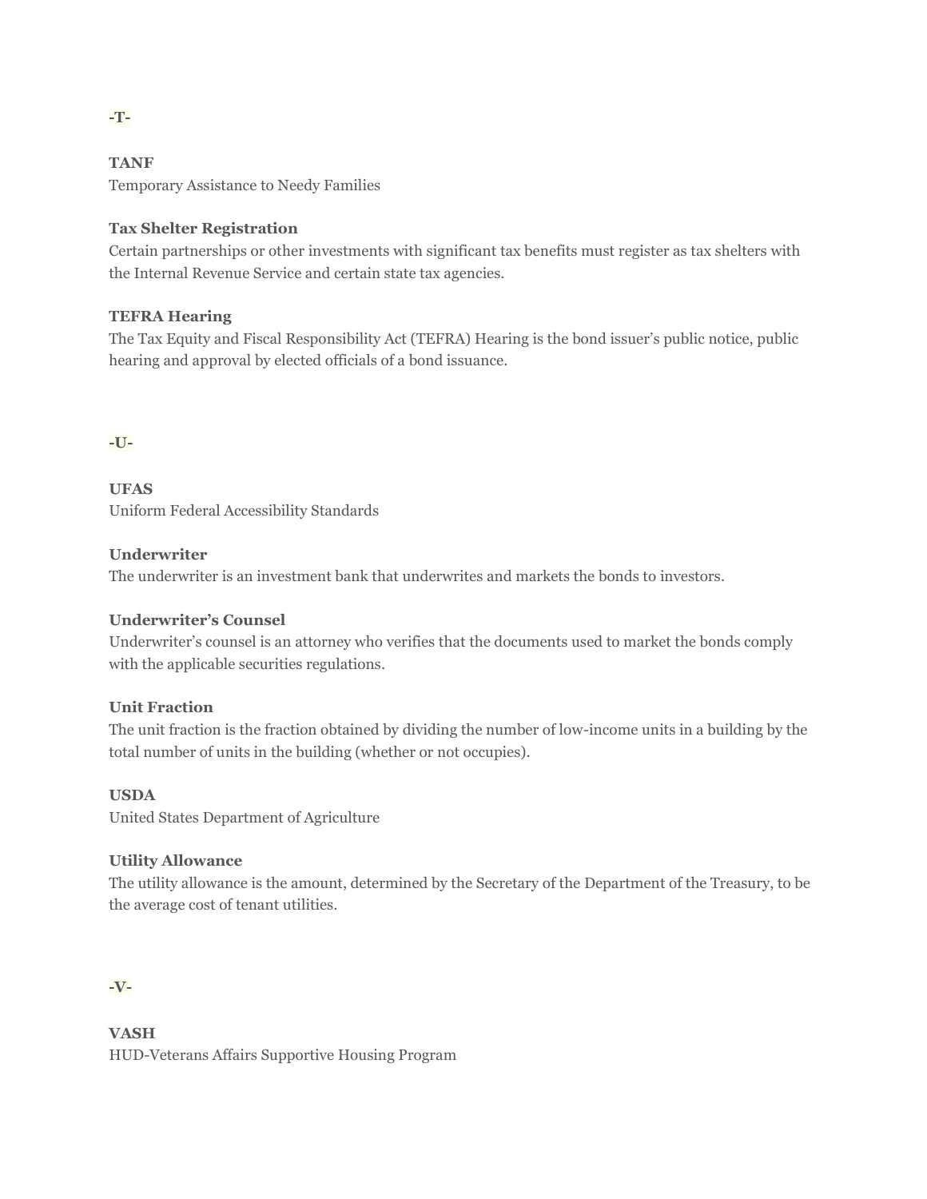**-T-**

**TANF**
Temporary Assistance to Needy Families

**Tax Shelter Registration**
Certain partnerships or other investments with significant tax benefits must register as tax shelters with the Internal Revenue Service and certain state tax agencies.

**TEFRA Hearing**
The Tax Equity and Fiscal Responsibility Act (TEFRA) Hearing is the bond issuer's public notice, public hearing and approval by elected officials of a bond issuance.

**-U-**

**UFAS**
Uniform Federal Accessibility Standards

**Underwriter**
The underwriter is an investment bank that underwrites and markets the bonds to investors.

**Underwriter's Counsel**
Underwriter's counsel is an attorney who verifies that the documents used to market the bonds comply with the applicable securities regulations.

**Unit Fraction**
The unit fraction is the fraction obtained by dividing the number of low-income units in a building by the total number of units in the building (whether or not occupies).

**USDA**
United States Department of Agriculture

**Utility Allowance**
The utility allowance is the amount, determined by the Secretary of the Department of the Treasury, to be the average cost of tenant utilities.

**-V-**

**VASH**
HUD-Veterans Affairs Supportive Housing Program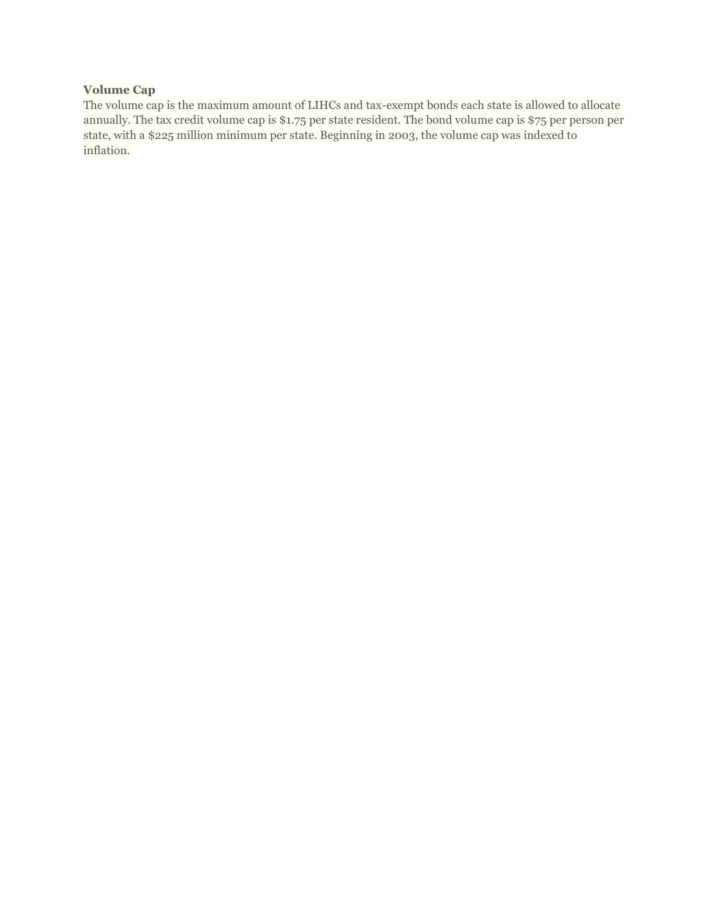**Volume Cap**

The volume cap is the maximum amount of LIHCs and tax-exempt bonds each state is allowed to allocate annually. The tax credit volume cap is $1.75 per state resident. The bond volume cap is $75 per person per state, with a $225 million minimum per state. Beginning in 2003, the volume cap was indexed to inflation.